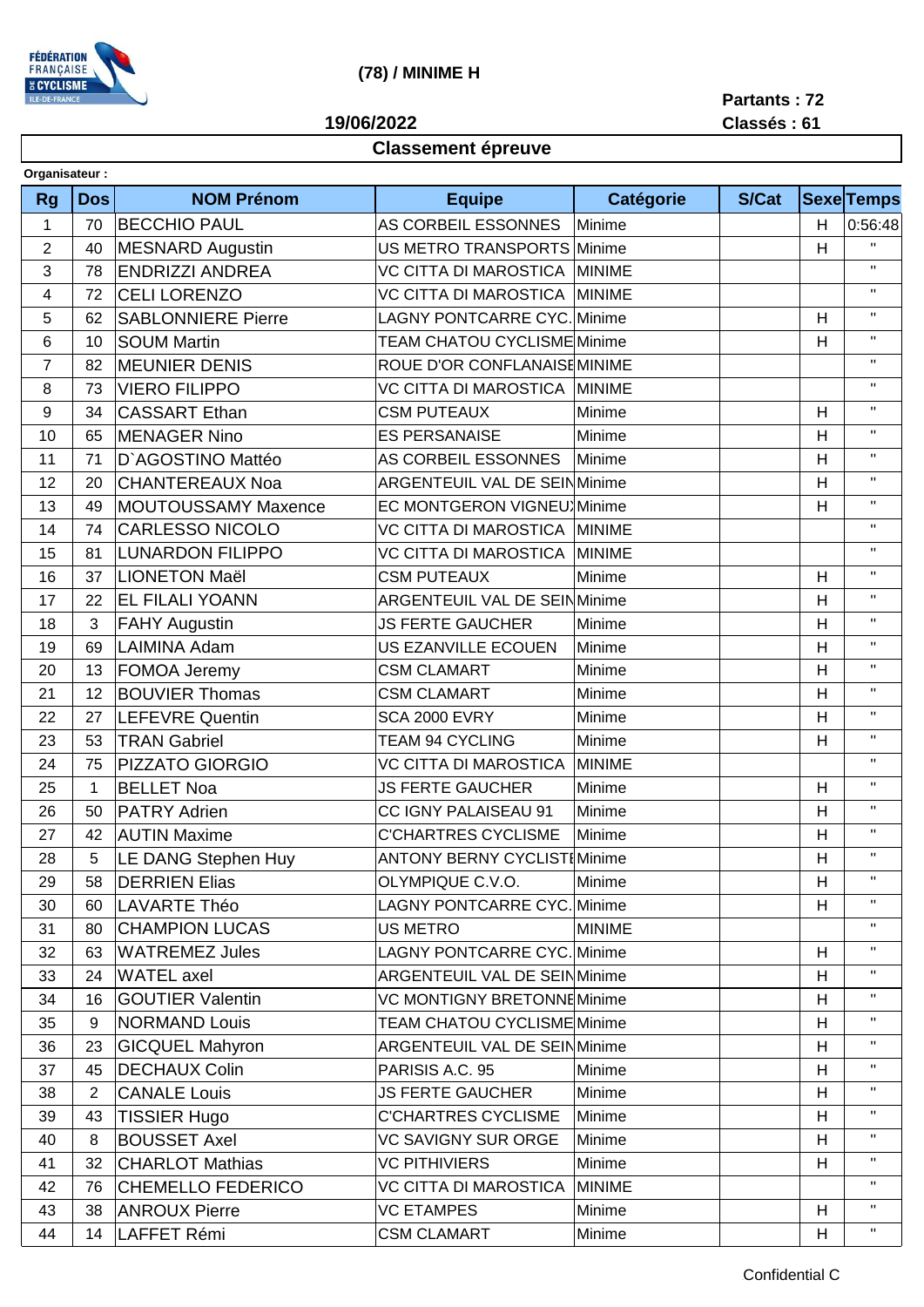**(78) / MINIME H**

**Partants : 72**
**Classés : 61**

**19/06/2022**

## Classement épreuve

**Organisateur :**

| Rg | Dos | NOM Prénom | Equipe | Catégorie | S/Cat | Sexe | Temps |
|---|---|---|---|---|---|---|---|
| 1 | 70 | BECCHIO PAUL | AS CORBEIL ESSONNES | Minime | | H | 0:56:48 |
| 2 | 40 | MESNARD Augustin | US METRO TRANSPORTS | Minime | | H | " |
| 3 | 78 | ENDRIZZI ANDREA | VC CITTA DI MAROSTICA | MINIME | | | " |
| 4 | 72 | CELI LORENZO | VC CITTA DI MAROSTICA | MINIME | | | " |
| 5 | 62 | SABLONNIERE Pierre | LAGNY PONTCARRE CYC. | Minime | | H | " |
| 6 | 10 | SOUM Martin | TEAM CHATOU CYCLISME | Minime | | H | " |
| 7 | 82 | MEUNIER DENIS | ROUE D'OR CONFLANAISE | MINIME | | | " |
| 8 | 73 | VIERO FILIPPO | VC CITTA DI MAROSTICA | MINIME | | | " |
| 9 | 34 | CASSART Ethan | CSM PUTEAUX | Minime | | H | " |
| 10 | 65 | MENAGER Nino | ES PERSANAISE | Minime | | H | " |
| 11 | 71 | D`AGOSTINO Mattéo | AS CORBEIL ESSONNES | Minime | | H | " |
| 12 | 20 | CHANTEREAUX Noa | ARGENTEUIL VAL DE SEIN | Minime | | H | " |
| 13 | 49 | MOUTOUSSAMY Maxence | EC MONTGERON VIGNEUX | Minime | | H | " |
| 14 | 74 | CARLESSO NICOLO | VC CITTA DI MAROSTICA | MINIME | | | " |
| 15 | 81 | LUNARDON FILIPPO | VC CITTA DI MAROSTICA | MINIME | | | " |
| 16 | 37 | LIONETON Maël | CSM PUTEAUX | Minime | | H | " |
| 17 | 22 | EL FILALI YOANN | ARGENTEUIL VAL DE SEIN | Minime | | H | " |
| 18 | 3 | FAHY Augustin | JS FERTE GAUCHER | Minime | | H | " |
| 19 | 69 | LAIMINA Adam | US EZANVILLE ECOUEN | Minime | | H | " |
| 20 | 13 | FOMOA Jeremy | CSM CLAMART | Minime | | H | " |
| 21 | 12 | BOUVIER Thomas | CSM CLAMART | Minime | | H | " |
| 22 | 27 | LEFEVRE Quentin | SCA 2000 EVRY | Minime | | H | " |
| 23 | 53 | TRAN Gabriel | TEAM 94 CYCLING | Minime | | H | " |
| 24 | 75 | PIZZATO GIORGIO | VC CITTA DI MAROSTICA | MINIME | | | " |
| 25 | 1 | BELLET Noa | JS FERTE GAUCHER | Minime | | H | " |
| 26 | 50 | PATRY Adrien | CC IGNY PALAISEAU 91 | Minime | | H | " |
| 27 | 42 | AUTIN Maxime | C'CHARTRES CYCLISME | Minime | | H | " |
| 28 | 5 | LE DANG Stephen Huy | ANTONY BERNY CYCLISTE | Minime | | H | " |
| 29 | 58 | DERRIEN Elias | OLYMPIQUE C.V.O. | Minime | | H | " |
| 30 | 60 | LAVARTE Théo | LAGNY PONTCARRE CYC. | Minime | | H | " |
| 31 | 80 | CHAMPION LUCAS | US METRO | MINIME | | | " |
| 32 | 63 | WATREMEZ Jules | LAGNY PONTCARRE CYC. | Minime | | H | " |
| 33 | 24 | WATEL axel | ARGENTEUIL VAL DE SEIN | Minime | | H | " |
| 34 | 16 | GOUTIER Valentin | VC MONTIGNY BRETONNE | Minime | | H | " |
| 35 | 9 | NORMAND Louis | TEAM CHATOU CYCLISME | Minime | | H | " |
| 36 | 23 | GICQUEL Mahyron | ARGENTEUIL VAL DE SEIN | Minime | | H | " |
| 37 | 45 | DECHAUX Colin | PARISIS A.C. 95 | Minime | | H | " |
| 38 | 2 | CANALE Louis | JS FERTE GAUCHER | Minime | | H | " |
| 39 | 43 | TISSIER Hugo | C'CHARTRES CYCLISME | Minime | | H | " |
| 40 | 8 | BOUSSET Axel | VC SAVIGNY SUR ORGE | Minime | | H | " |
| 41 | 32 | CHARLOT Mathias | VC PITHIVIERS | Minime | | H | " |
| 42 | 76 | CHEMELLO FEDERICO | VC CITTA DI MAROSTICA | MINIME | | | " |
| 43 | 38 | ANROUX Pierre | VC ETAMPES | Minime | | H | " |
| 44 | 14 | LAFFET Rémi | CSM CLAMART | Minime | | H | " |

Confidential C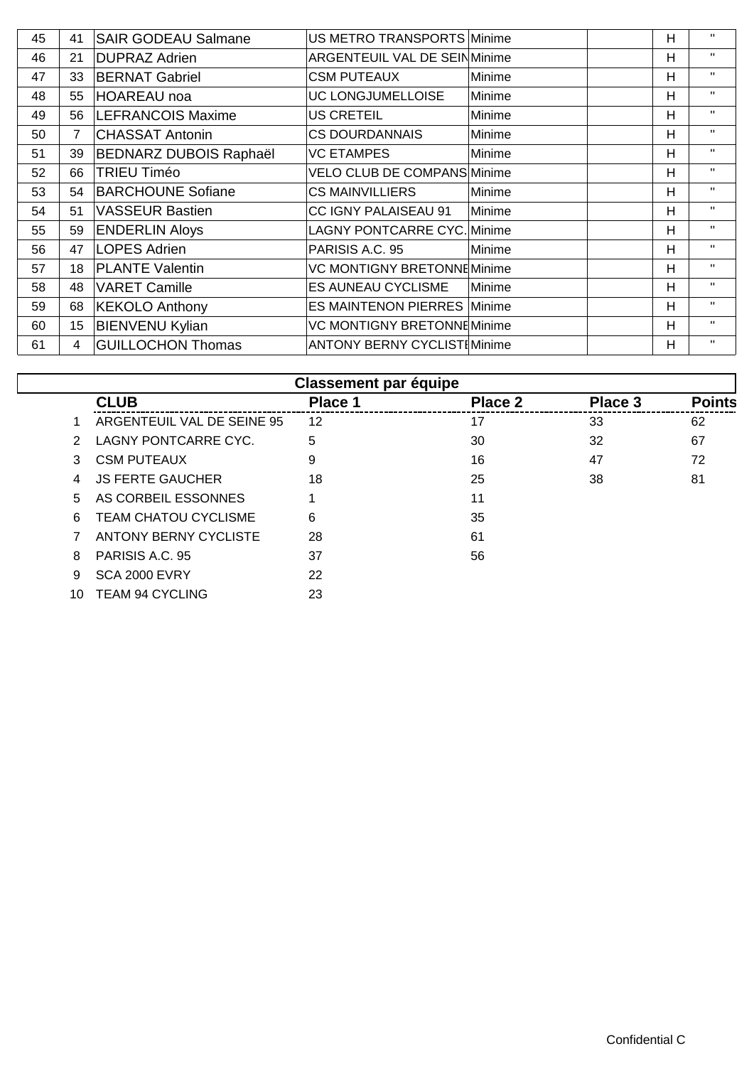| | | | | | | | |
|---|---|---|---|---|---|---|---|
| 45 | 41 | SAIR GODEAU Salmane | US METRO TRANSPORTS | Minime | | H | " |
| 46 | 21 | DUPRAZ Adrien | ARGENTEUIL VAL DE SEIN | Minime | | H | " |
| 47 | 33 | BERNAT Gabriel | CSM PUTEAUX | Minime | | H | " |
| 48 | 55 | HOAREAU noa | UC LONGJUMELLOISE | Minime | | H | " |
| 49 | 56 | LEFRANCOIS Maxime | US CRETEIL | Minime | | H | " |
| 50 | 7 | CHASSAT Antonin | CS DOURDANNAIS | Minime | | H | " |
| 51 | 39 | BEDNARZ DUBOIS Raphaël | VC ETAMPES | Minime | | H | " |
| 52 | 66 | TRIEU Timéo | VELO CLUB DE COMPANS | Minime | | H | " |
| 53 | 54 | BARCHOUNE Sofiane | CS MAINVILLIERS | Minime | | H | " |
| 54 | 51 | VASSEUR Bastien | CC IGNY PALAISEAU 91 | Minime | | H | " |
| 55 | 59 | ENDERLIN Aloys | LAGNY PONTCARRE CYC. | Minime | | H | " |
| 56 | 47 | LOPES Adrien | PARISIS A.C. 95 | Minime | | H | " |
| 57 | 18 | PLANTE Valentin | VC MONTIGNY BRETONNE | Minime | | H | " |
| 58 | 48 | VARET Camille | ES AUNEAU CYCLISME | Minime | | H | " |
| 59 | 68 | KEKOLO Anthony | ES MAINTENON PIERRES | Minime | | H | " |
| 60 | 15 | BIENVENU Kylian | VC MONTIGNY BRETONNE | Minime | | H | " |
| 61 | 4 | GUILLOCHON Thomas | ANTONY BERNY CYCLISTE | Minime | | H | " |

## Classement par équipe

| | CLUB | Place 1 | Place 2 | Place 3 | Points |
|---|---|---|---|---|---|
| 1 | ARGENTEUIL VAL DE SEINE 95 | 12 | 17 | 33 | 62 |
| 2 | LAGNY PONTCARRE CYC. | 5 | 30 | 32 | 67 |
| 3 | CSM PUTEAUX | 9 | 16 | 47 | 72 |
| 4 | JS FERTE GAUCHER | 18 | 25 | 38 | 81 |
| 5 | AS CORBEIL ESSONNES | 1 | 11 | | |
| 6 | TEAM CHATOU CYCLISME | 6 | 35 | | |
| 7 | ANTONY BERNY CYCLISTE | 28 | 61 | | |
| 8 | PARISIS A.C. 95 | 37 | 56 | | |
| 9 | SCA 2000 EVRY | 22 | | | |
| 10 | TEAM 94 CYCLING | 23 | | | |

Confidential C